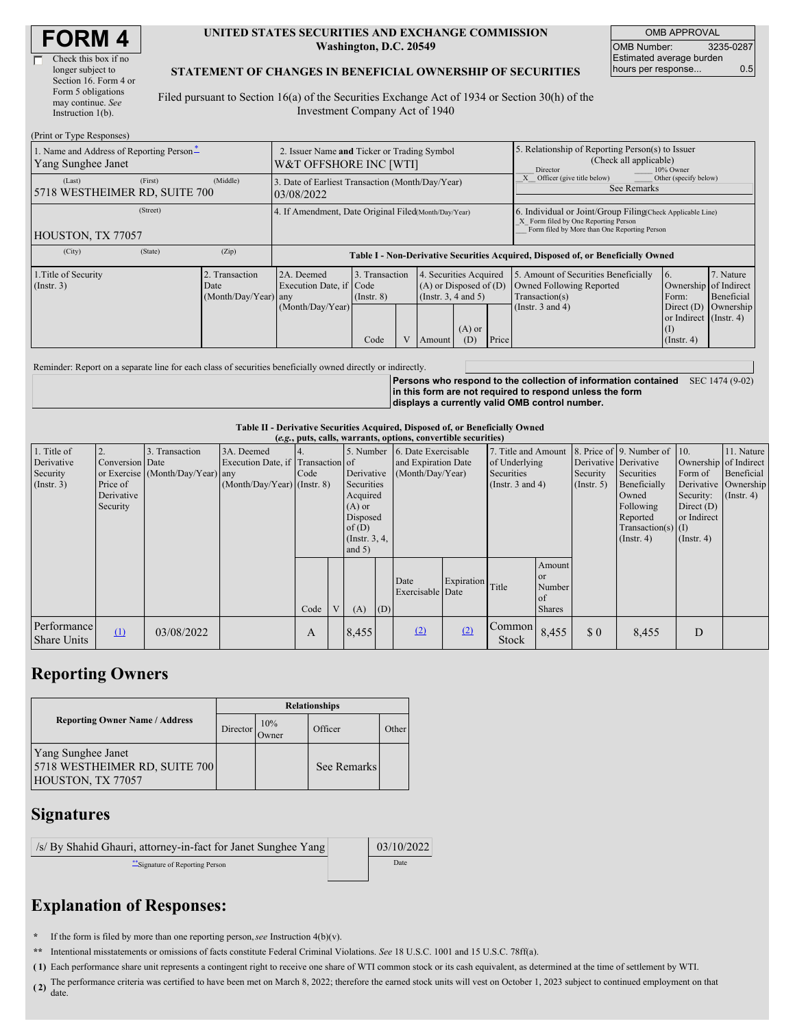# FORM 4

☐ Check this box if no longer subject to Section 16. Form 4 or Form 5 obligations may continue. *See* Instruction 1(b).

**UNITED STATES SECURITIES AND EXCHANGE COMMISSION**
**Washington, D.C. 20549**

**STATEMENT OF CHANGES IN BENEFICIAL OWNERSHIP OF SECURITIES**

Filed pursuant to Section 16(a) of the Securities Exchange Act of 1934 or Section 30(h) of the Investment Company Act of 1940

| OMB APPROVAL | |
|---|---|
| OMB Number: | 3235-0287 |
| Estimated average burden hours per response... | 0.5 |

(Print or Type Responses)

| 1. Name and Address of Reporting Person* | 2. Issuer Name **and** Ticker or Trading Symbol | 5. Relationship of Reporting Person(s) to Issuer (Check all applicable) |
|---|---|---|
| Yang Sunghee Janet | W&T OFFSHORE INC [WTI] | ___ Director ___ 10% Owner |
| (Last) (First) (Middle) 5718 WESTHEIMER RD, SUITE 700 | 3. Date of Earliest Transaction (Month/Day/Year) 03/08/2022 | _X_ Officer (give title below) ___ Other (specify below) See Remarks |
| (Street) HOUSTON, TX 77057 | 4. If Amendment, Date Original Filed(Month/Day/Year) | 6. Individual or Joint/Group Filing(Check Applicable Line) _X_ Form filed by One Reporting Person ___ Form filed by More than One Reporting Person |
| (City) (State) (Zip) | | |

**Table I - Non-Derivative Securities Acquired, Disposed of, or Beneficially Owned**

| 1.Title of Security (Instr. 3) | 2. Transaction Date (Month/Day/Year) | 2A. Deemed Execution Date, if any (Month/Day/Year) | 3. Transaction Code (Instr. 8) Code | V | 4. Securities Acquired (A) or Disposed of (D) (Instr. 3, 4 and 5) Amount | (A) or (D) | Price | 5. Amount of Securities Beneficially Owned Following Reported Transaction(s) (Instr. 3 and 4) | 6. Ownership Form: Direct (D) or Indirect (I) (Instr. 4) | 7. Nature of Indirect Beneficial Ownership (Instr. 4) |
|---|---|---|---|---|---|---|---|---|---|---|

Reminder: Report on a separate line for each class of securities beneficially owned directly or indirectly.

**Persons who respond to the collection of information contained in this form are not required to respond unless the form displays a currently valid OMB control number.** SEC 1474 (9-02)

**Table II - Derivative Securities Acquired, Disposed of, or Beneficially Owned**
**(*e.g.*, puts, calls, warrants, options, convertible securities)**

| 1. Title of Derivative Security (Instr. 3) | 2. Conversion or Exercise Price of Derivative Security | 3. Transaction Date (Month/Day/Year) | 3A. Deemed Execution Date, if any (Month/Day/Year) | 4. Transaction Code (Instr. 8) Code | V | 5. Number of Derivative Securities Acquired (A) or Disposed of (D) (Instr. 3, 4, and 5) (A) | (D) | 6. Date Exercisable and Expiration Date (Month/Day/Year) Date Exercisable | Expiration Date | 7. Title and Amount of Underlying Securities (Instr. 3 and 4) Title | Amount or Number of Shares | 8. Price of Derivative Security (Instr. 5) | 9. Number of Derivative Securities Beneficially Owned Following Reported Transaction(s) (Instr. 4) | 10. Ownership Form of Derivative Security: Direct (D) or Indirect (I) (Instr. 4) | 11. Nature of Indirect Beneficial Ownership (Instr. 4) |
|---|---|---|---|---|---|---|---|---|---|---|---|---|---|---|---|
| Performance Share Units | (1) | 03/08/2022 | | A | | 8,455 | | (2) | (2) | Common Stock | 8,455 | $ 0 | 8,455 | D | |

## Reporting Owners

| Reporting Owner Name / Address | Director | 10% Owner | Officer | Other |
|---|---|---|---|---|
| Yang Sunghee Janet<br>5718 WESTHEIMER RD, SUITE 700<br>HOUSTON, TX 77057 | | | See Remarks | |

## Signatures

| /s/ By Shahid Ghauri, attorney-in-fact for Janet Sunghee Yang | 03/10/2022 |
|---|---|
| **Signature of Reporting Person | Date |

## Explanation of Responses:

\* If the form is filed by more than one reporting person, *see* Instruction 4(b)(v).

\*\* Intentional misstatements or omissions of facts constitute Federal Criminal Violations. *See* 18 U.S.C. 1001 and 15 U.S.C. 78ff(a).

(1) Each performance share unit represents a contingent right to receive one share of WTI common stock or its cash equivalent, as determined at the time of settlement by WTI.

(2) The performance criteria was certified to have been met on March 8, 2022; therefore the earned stock units will vest on October 1, 2023 subject to continued employment on that date.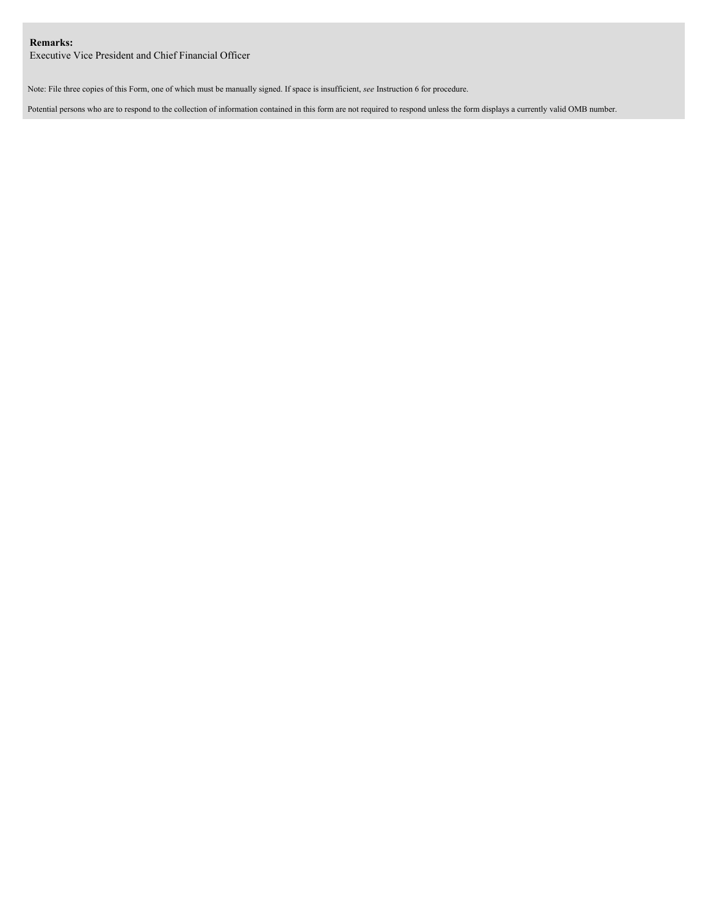**Remarks:**
Executive Vice President and Chief Financial Officer

Note: File three copies of this Form, one of which must be manually signed. If space is insufficient, *see* Instruction 6 for procedure.

Potential persons who are to respond to the collection of information contained in this form are not required to respond unless the form displays a currently valid OMB number.